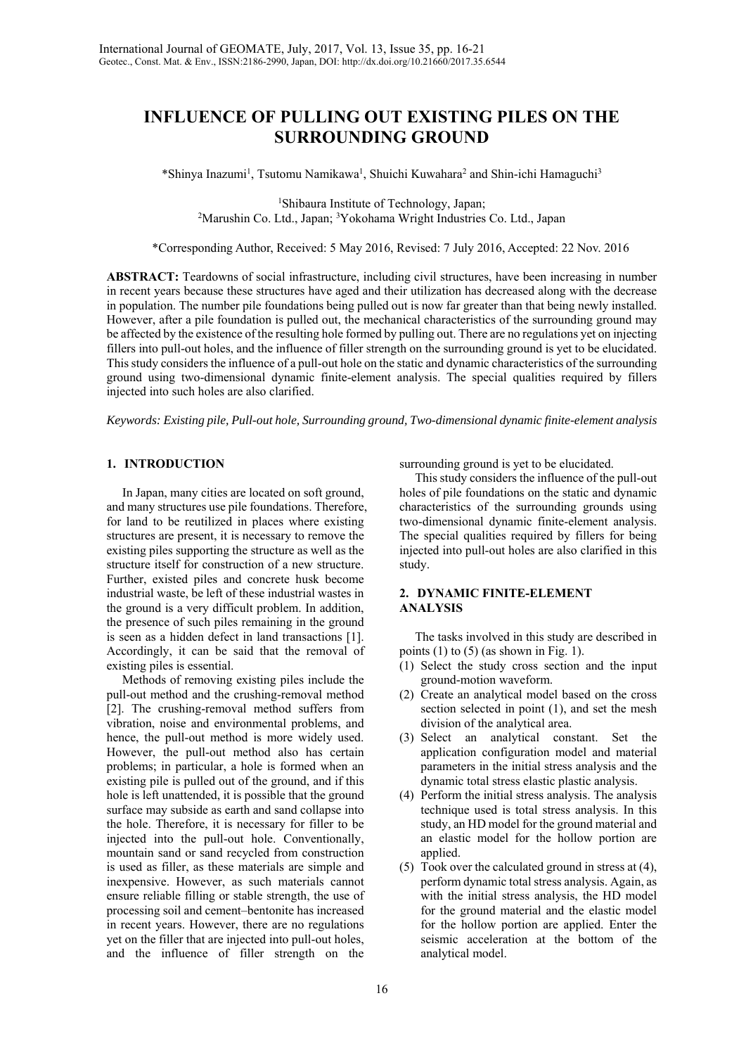# INFLUENCE OF PULLING OUT EXISTING PILES ON THE SURROUNDING GROUND

*Shinya Inazumi[1], Tsutomu Namikawa[1], Shuichi Kuwahara[2] and Shin-ichi Hamaguchi[3]

[1]Shibaura Institute of Technology, Japan;
[2]Marushin Co. Ltd., Japan; [3]Yokohama Wright Industries Co. Ltd., Japan

*Corresponding Author, Received: 5 May 2016, Revised: 7 July 2016, Accepted: 22 Nov. 2016

**ABSTRACT:** Teardowns of social infrastructure, including civil structures, have been increasing in number in recent years because these structures have aged and their utilization has decreased along with the decrease in population. The number pile foundations being pulled out is now far greater than that being newly installed. However, after a pile foundation is pulled out, the mechanical characteristics of the surrounding ground may be affected by the existence of the resulting hole formed by pulling out. There are no regulations yet on injecting fillers into pull-out holes, and the influence of filler strength on the surrounding ground is yet to be elucidated. This study considers the influence of a pull-out hole on the static and dynamic characteristics of the surrounding ground using two-dimensional dynamic finite-element analysis. The special qualities required by fillers injected into such holes are also clarified.

*Keywords: Existing pile, Pull-out hole, Surrounding ground, Two-dimensional dynamic finite-element analysis*

## 1. INTRODUCTION

In Japan, many cities are located on soft ground, and many structures use pile foundations. Therefore, for land to be reutilized in places where existing structures are present, it is necessary to remove the existing piles supporting the structure as well as the structure itself for construction of a new structure. Further, existed piles and concrete husk become industrial waste, be left of these industrial wastes in the ground is a very difficult problem. In addition, the presence of such piles remaining in the ground is seen as a hidden defect in land transactions [1]. Accordingly, it can be said that the removal of existing piles is essential.

Methods of removing existing piles include the pull-out method and the crushing-removal method [2]. The crushing-removal method suffers from vibration, noise and environmental problems, and hence, the pull-out method is more widely used. However, the pull-out method also has certain problems; in particular, a hole is formed when an existing pile is pulled out of the ground, and if this hole is left unattended, it is possible that the ground surface may subside as earth and sand collapse into the hole. Therefore, it is necessary for filler to be injected into the pull-out hole. Conventionally, mountain sand or sand recycled from construction is used as filler, as these materials are simple and inexpensive. However, as such materials cannot ensure reliable filling or stable strength, the use of processing soil and cement–bentonite has increased in recent years. However, there are no regulations yet on the filler that are injected into pull-out holes, and the influence of filler strength on the surrounding ground is yet to be elucidated.

This study considers the influence of the pull-out holes of pile foundations on the static and dynamic characteristics of the surrounding grounds using two-dimensional dynamic finite-element analysis. The special qualities required by fillers for being injected into pull-out holes are also clarified in this study.

## 2. DYNAMIC FINITE-ELEMENT ANALYSIS

The tasks involved in this study are described in points (1) to (5) (as shown in Fig. 1).

(1) Select the study cross section and the input ground-motion waveform.
(2) Create an analytical model based on the cross section selected in point (1), and set the mesh division of the analytical area.
(3) Select an analytical constant. Set the application configuration model and material parameters in the initial stress analysis and the dynamic total stress elastic plastic analysis.
(4) Perform the initial stress analysis. The analysis technique used is total stress analysis. In this study, an HD model for the ground material and an elastic model for the hollow portion are applied.
(5) Took over the calculated ground in stress at (4), perform dynamic total stress analysis. Again, as with the initial stress analysis, the HD model for the ground material and the elastic model for the hollow portion are applied. Enter the seismic acceleration at the bottom of the analytical model.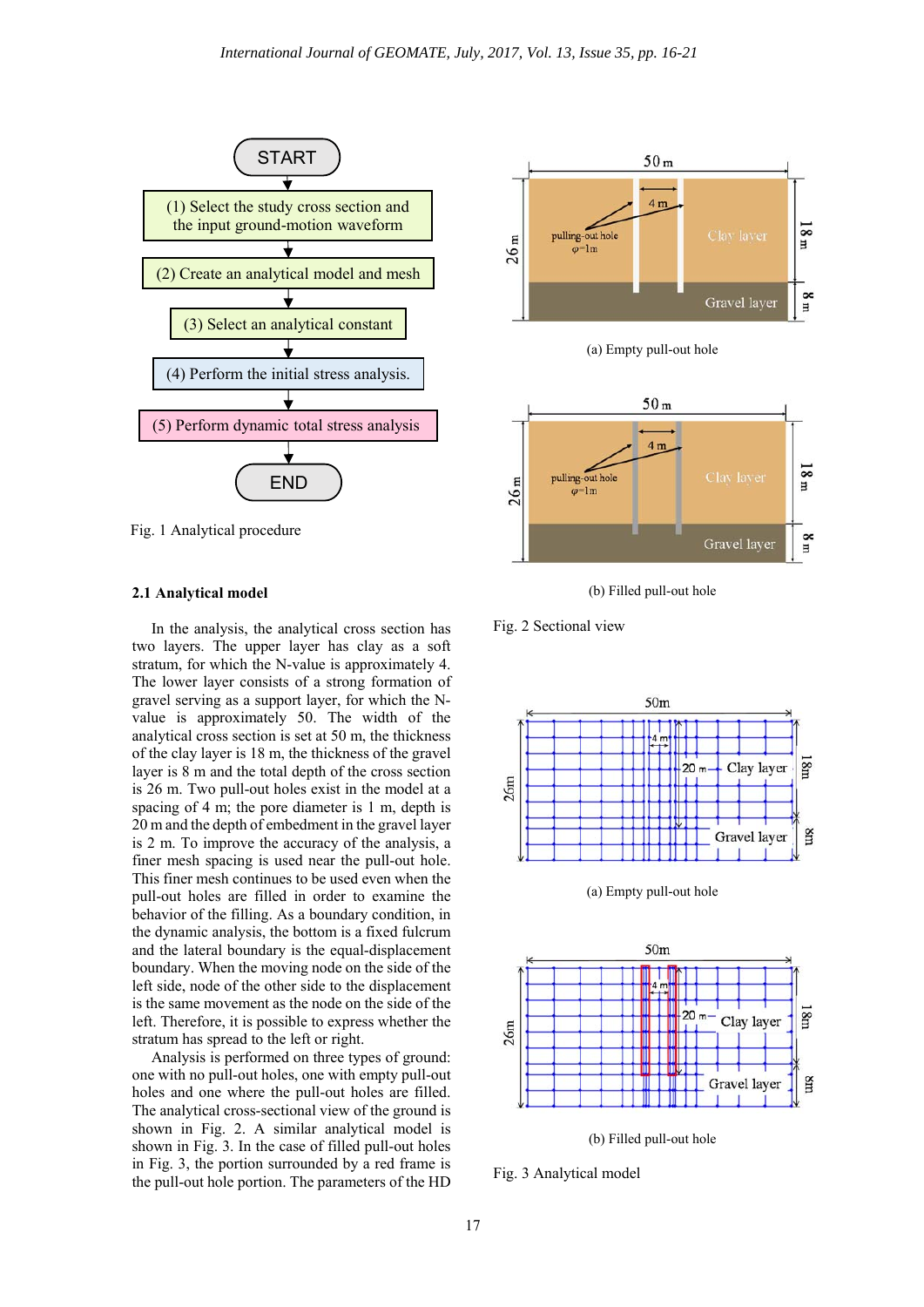Fig. 1 Analytical procedure

Fig. 2 Sectional view

(a) Empty pull-out hole

(b) Filled pull-out hole

Fig. 3 Analytical model

(a) Empty pull-out hole

(b) Filled pull-out hole

### 2.1 Analytical model

In the analysis, the analytical cross section has two layers. The upper layer has clay as a soft stratum, for which the N-value is approximately 4. The lower layer consists of a strong formation of gravel serving as a support layer, for which the N-value is approximately 50. The width of the analytical cross section is set at 50 m, the thickness of the clay layer is 18 m, the thickness of the gravel layer is 8 m and the total depth of the cross section is 26 m. Two pull-out holes exist in the model at a spacing of 4 m; the pore diameter is 1 m, depth is 20 m and the depth of embedment in the gravel layer is 2 m. To improve the accuracy of the analysis, a finer mesh spacing is used near the pull-out hole. This finer mesh continues to be used even when the pull-out holes are filled in order to examine the behavior of the filling. As a boundary condition, in the dynamic analysis, the bottom is a fixed fulcrum and the lateral boundary is the equal-displacement boundary. When the moving node on the side of the left side, node of the other side to the displacement is the same movement as the node on the side of the left. Therefore, it is possible to express whether the stratum has spread to the left or right.

Analysis is performed on three types of ground: one with no pull-out holes, one with empty pull-out holes and one where the pull-out holes are filled. The analytical cross-sectional view of the ground is shown in Fig. 2. A similar analytical model is shown in Fig. 3. In the case of filled pull-out holes in Fig. 3, the portion surrounded by a red frame is the pull-out hole portion. The parameters of the HD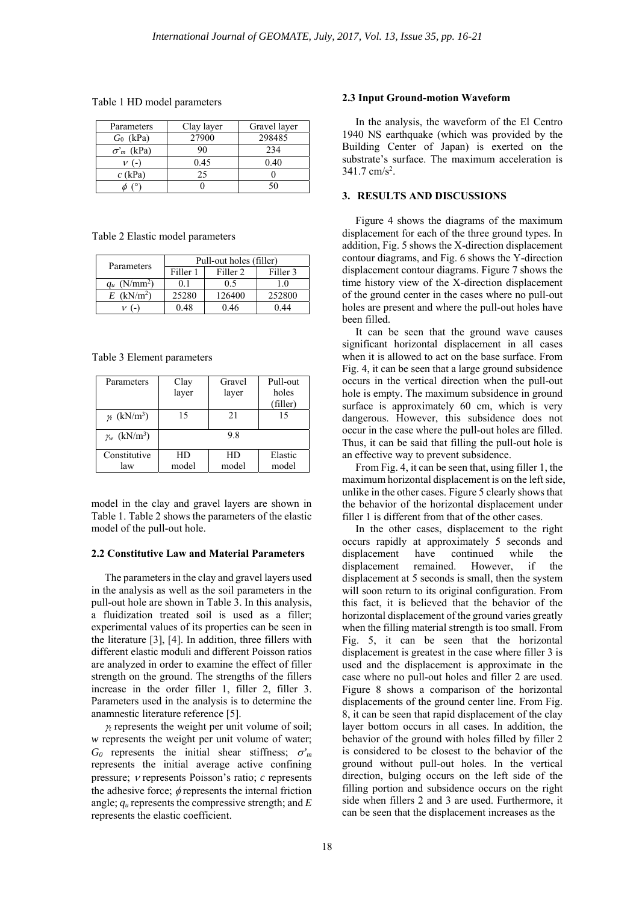Table 1 HD model parameters

| Parameters | Clay layer | Gravel layer |
|---|---|---|
| $G_0$ (kPa) | 27900 | 298485 |
| $\sigma'_m$ (kPa) | 90 | 234 |
| $\nu$ (-) | 0.45 | 0.40 |
| $c$ (kPa) | 25 | 0 |
| $\phi$ (°) | 0 | 50 |

Table 2 Elastic model parameters

| Parameters | Pull-out holes (filler) | | |
|---|---|---|---|
| | Filler 1 | Filler 2 | Filler 3 |
| $q_u$ (N/mm$^2$) | 0.1 | 0.5 | 1.0 |
| $E$ (kN/m$^2$) | 25280 | 126400 | 252800 |
| $\nu$ (-) | 0.48 | 0.46 | 0.44 |

Table 3 Element parameters

| Parameters | Clay layer | Gravel layer | Pull-out holes (filler) |
|---|---|---|---|
| $\gamma_t$ (kN/m$^3$) | 15 | 21 | 15 |
| $\gamma_w$ (kN/m$^3$) | 9.8 | | |
| Constitutive law | HD model | HD model | Elastic model |

model in the clay and gravel layers are shown in Table 1. Table 2 shows the parameters of the elastic model of the pull-out hole.

### 2.2 Constitutive Law and Material Parameters

The parameters in the clay and gravel layers used in the analysis as well as the soil parameters in the pull-out hole are shown in Table 3. In this analysis, a fluidization treated soil is used as a filler; experimental values of its properties can be seen in the literature [3], [4]. In addition, three fillers with different elastic moduli and different Poisson ratios are analyzed in order to examine the effect of filler strength on the ground. The strengths of the fillers increase in the order filler 1, filler 2, filler 3. Parameters used in the analysis is to determine the anamnestic literature reference [5].

$\gamma_t$ represents the weight per unit volume of soil; $w$ represents the weight per unit volume of water; $G_0$ represents the initial shear stiffness; $\sigma'_m$ represents the initial average active confining pressure; $\nu$ represents Poisson's ratio; $c$ represents the adhesive force; $\phi$ represents the internal friction angle; $q_u$ represents the compressive strength; and $E$ represents the elastic coefficient.

### 2.3 Input Ground-motion Waveform

In the analysis, the waveform of the El Centro 1940 NS earthquake (which was provided by the Building Center of Japan) is exerted on the substrate's surface. The maximum acceleration is 341.7 cm/s$^2$.

## 3. RESULTS AND DISCUSSIONS

Figure 4 shows the diagrams of the maximum displacement for each of the three ground types. In addition, Fig. 5 shows the X-direction displacement contour diagrams, and Fig. 6 shows the Y-direction displacement contour diagrams. Figure 7 shows the time history view of the X-direction displacement of the ground center in the cases where no pull-out holes are present and where the pull-out holes have been filled.

It can be seen that the ground wave causes significant horizontal displacement in all cases when it is allowed to act on the base surface. From Fig. 4, it can be seen that a large ground subsidence occurs in the vertical direction when the pull-out hole is empty. The maximum subsidence in ground surface is approximately 60 cm, which is very dangerous. However, this subsidence does not occur in the case where the pull-out holes are filled. Thus, it can be said that filling the pull-out hole is an effective way to prevent subsidence.

From Fig. 4, it can be seen that, using filler 1, the maximum horizontal displacement is on the left side, unlike in the other cases. Figure 5 clearly shows that the behavior of the horizontal displacement under filler 1 is different from that of the other cases.

In the other cases, displacement to the right occurs rapidly at approximately 5 seconds and displacement have continued while the displacement remained. However, if the displacement at 5 seconds is small, then the system will soon return to its original configuration. From this fact, it is believed that the behavior of the horizontal displacement of the ground varies greatly when the filling material strength is too small. From Fig. 5, it can be seen that the horizontal displacement is greatest in the case where filler 3 is used and the displacement is approximate in the case where no pull-out holes and filler 2 are used. Figure 8 shows a comparison of the horizontal displacements of the ground center line. From Fig. 8, it can be seen that rapid displacement of the clay layer bottom occurs in all cases. In addition, the behavior of the ground with holes filled by filler 2 is considered to be closest to the behavior of the ground without pull-out holes. In the vertical direction, bulging occurs on the left side of the filling portion and subsidence occurs on the right side when fillers 2 and 3 are used. Furthermore, it can be seen that the displacement increases as the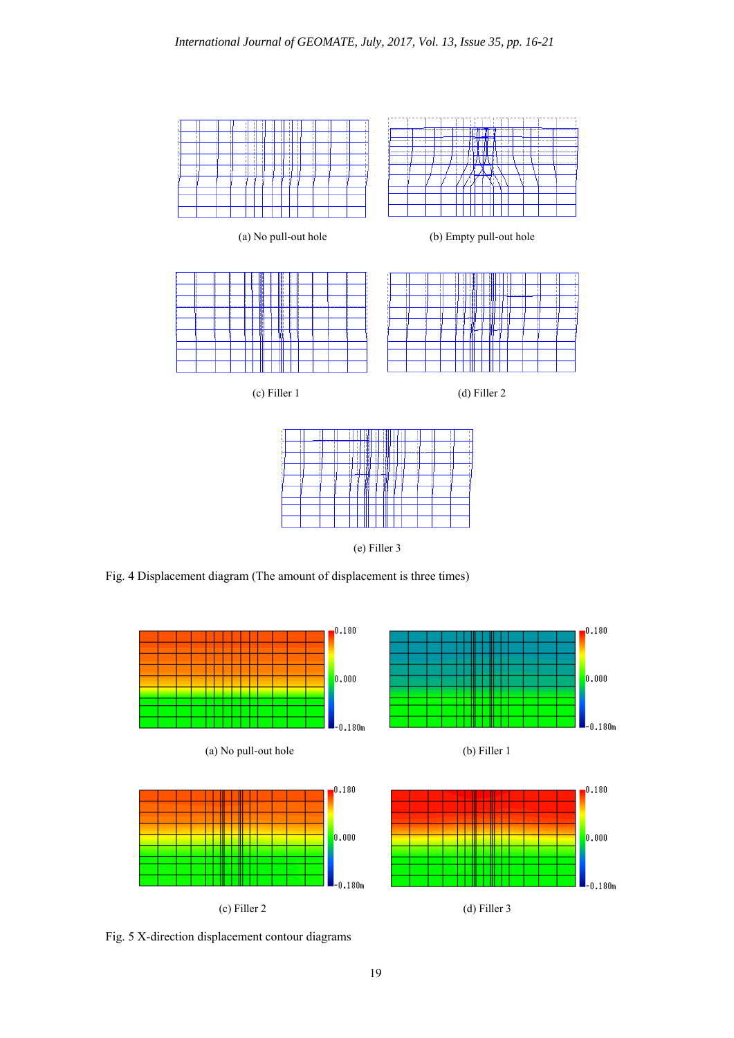(a) No pull-out hole

(b) Empty pull-out hole

(c) Filler 1

(d) Filler 2

(e) Filler 3

Fig. 4 Displacement diagram (The amount of displacement is three times)

(a) No pull-out hole

(b) Filler 1

(c) Filler 2

(d) Filler 3

Fig. 5 X-direction displacement contour diagrams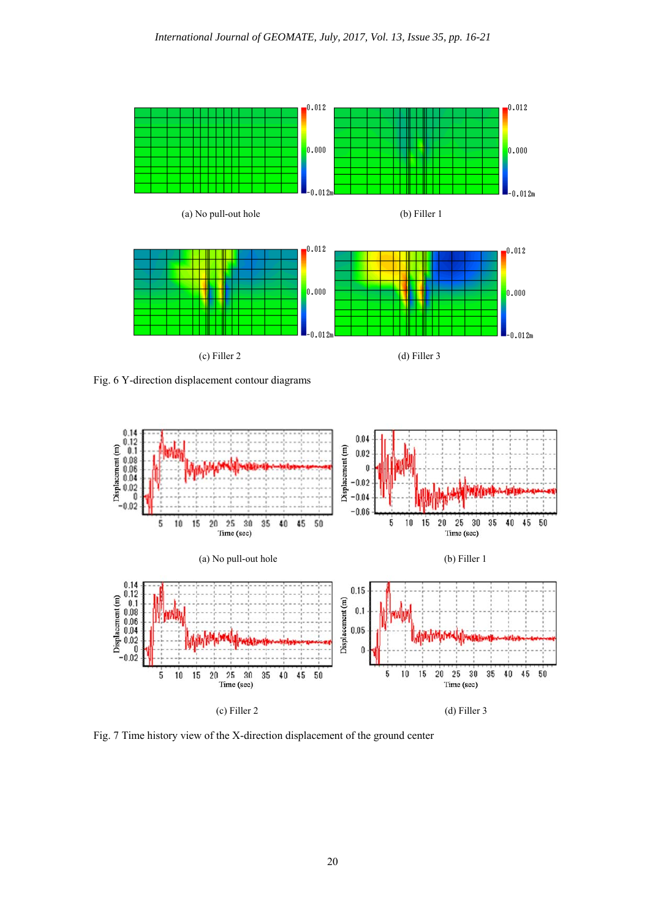(a) No pull-out hole

(b) Filler 1

(c) Filler 2

(d) Filler 3

Fig. 6 Y-direction displacement contour diagrams

(a) No pull-out hole

(b) Filler 1

(c) Filler 2

(d) Filler 3

Fig. 7 Time history view of the X-direction displacement of the ground center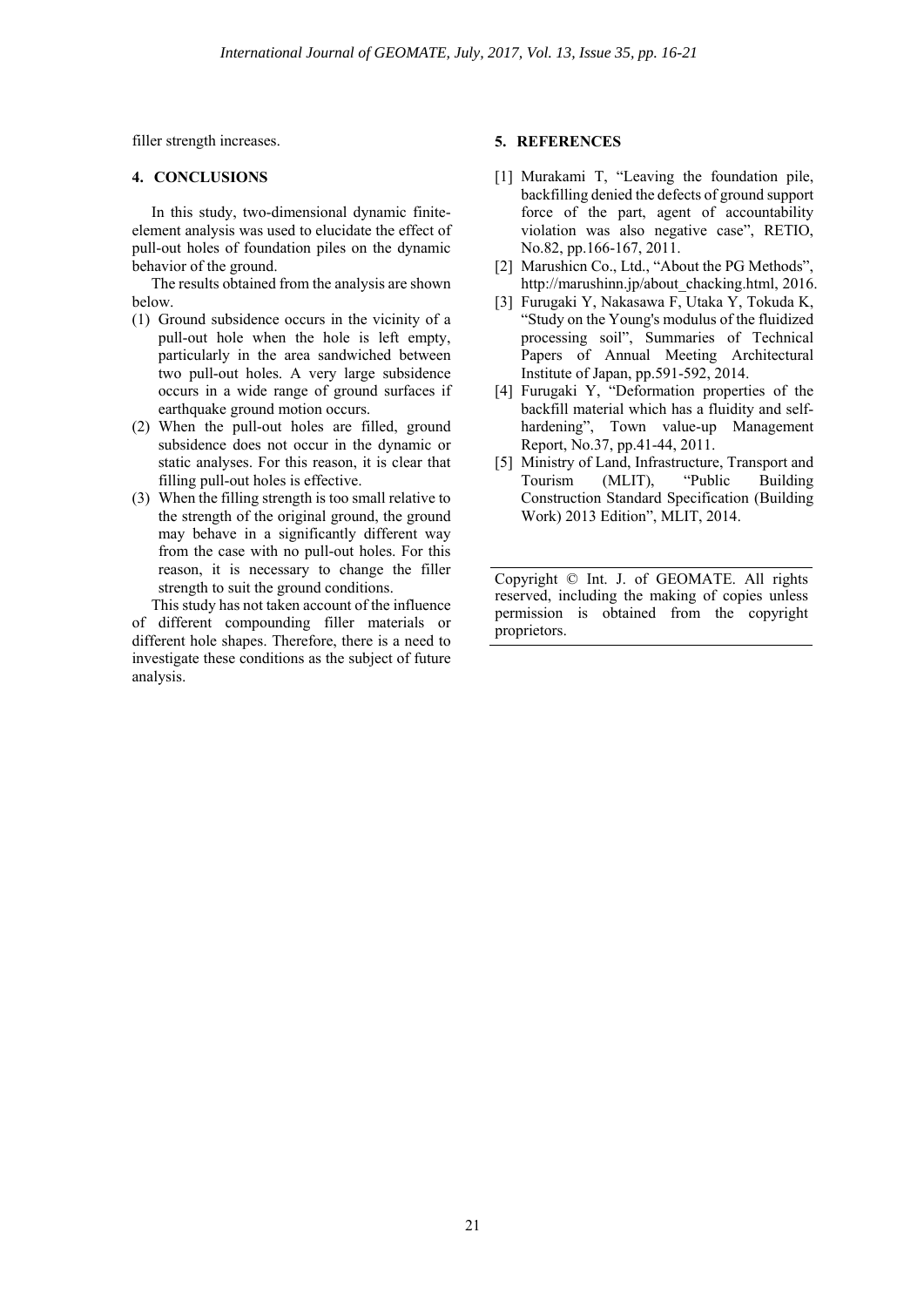filler strength increases.

## 4. CONCLUSIONS

In this study, two-dimensional dynamic finite-element analysis was used to elucidate the effect of pull-out holes of foundation piles on the dynamic behavior of the ground.

The results obtained from the analysis are shown below.

(1) Ground subsidence occurs in the vicinity of a pull-out hole when the hole is left empty, particularly in the area sandwiched between two pull-out holes. A very large subsidence occurs in a wide range of ground surfaces if earthquake ground motion occurs.

(2) When the pull-out holes are filled, ground subsidence does not occur in the dynamic or static analyses. For this reason, it is clear that filling pull-out holes is effective.

(3) When the filling strength is too small relative to the strength of the original ground, the ground may behave in a significantly different way from the case with no pull-out holes. For this reason, it is necessary to change the filler strength to suit the ground conditions.

This study has not taken account of the influence of different compounding filler materials or different hole shapes. Therefore, there is a need to investigate these conditions as the subject of future analysis.

## 5. REFERENCES

[1] Murakami T, "Leaving the foundation pile, backfilling denied the defects of ground support force of the part, agent of accountability violation was also negative case", RETIO, No.82, pp.166-167, 2011.

[2] Marushicn Co., Ltd., "About the PG Methods", http://marushinn.jp/about_chacking.html, 2016.

[3] Furugaki Y, Nakasawa F, Utaka Y, Tokuda K, "Study on the Young's modulus of the fluidized processing soil", Summaries of Technical Papers of Annual Meeting Architectural Institute of Japan, pp.591-592, 2014.

[4] Furugaki Y, "Deformation properties of the backfill material which has a fluidity and self-hardening", Town value-up Management Report, No.37, pp.41-44, 2011.

[5] Ministry of Land, Infrastructure, Transport and Tourism (MLIT), "Public Building Construction Standard Specification (Building Work) 2013 Edition", MLIT, 2014.

---

Copyright © Int. J. of GEOMATE. All rights reserved, including the making of copies unless permission is obtained from the copyright proprietors.